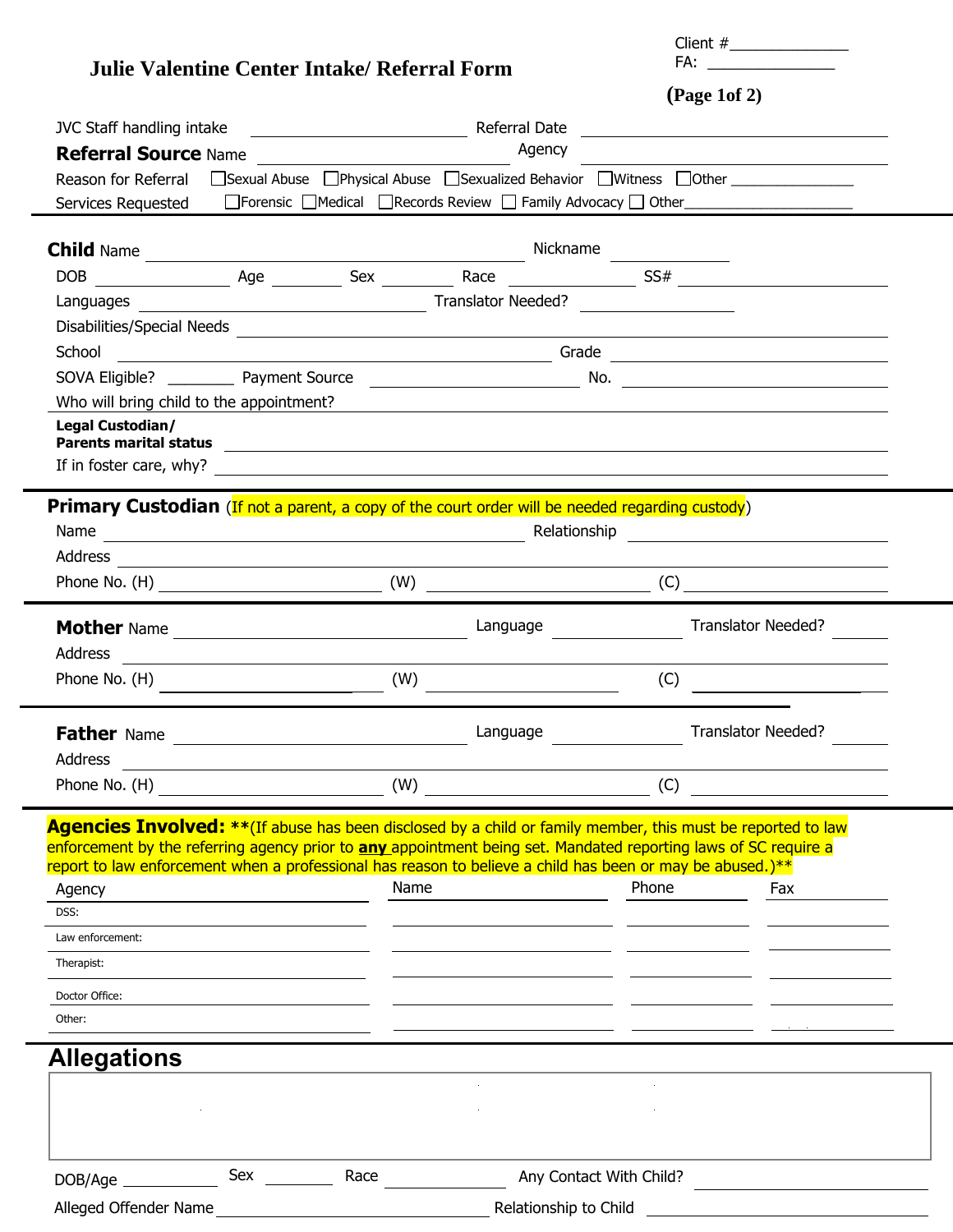# Julie Valentine Center Intake/ Referral Form

Client #______________
FA: _______________

(Page 1of 2)

JVC Staff handling intake ____________________ Referral Date ____________________

**Referral Source** Name ____________________ Agency ____________________

Reason for Referral ☐Sexual Abuse ☐Physical Abuse ☐Sexualized Behavior ☐Witness ☐Other _______________

Services Requested ☐Forensic ☐Medical ☐Records Review ☐ Family Advocacy ☐ Other____________________

---

**Child** Name ____________________ Nickname ____________

DOB ____________ Age ________ Sex ________ Race ____________ SS# ____________________

Languages ____________________ Translator Needed? ____________

Disabilities/Special Needs ____________________

School ____________________ Grade ____________________

SOVA Eligible? ________ Payment Source ____________________ No. ____________________

Who will bring child to the appointment? ____________________

**Legal Custodian/ Parents marital status** ____________________

If in foster care, why? ____________________

---

**Primary Custodian** (If not a parent, a copy of the court order will be needed regarding custody)

Name ____________________ Relationship ____________________

Address ____________________

Phone No. (H) ____________________ (W) ____________________ (C) ____________________

---

**Mother** Name ____________________ Language ____________ Translator Needed? ______

Address ____________________

Phone No. (H) ____________________ (W) ____________________ (C) ____________________

---

**Father** Name ____________________ Language ____________ Translator Needed? ______

Address ____________________

Phone No. (H) ____________________ (W) ____________________ (C) ____________________

---

**Agencies Involved:** **(If abuse has been disclosed by a child or family member, this must be reported to law enforcement by the referring agency prior to **any** appointment being set. Mandated reporting laws of SC require a report to law enforcement when a professional has reason to believe a child has been or may be abused.)**

| Agency | Name | Phone | Fax |
|---|---|---|---|
| DSS: | | | |
| Law enforcement: | | | |
| Therapist: | | | |
| Doctor Office: | | | |
| Other: | | | |

---

## Allegations

DOB/Age ____________ Sex ________ Race ____________ Any Contact With Child? ____________________

Alleged Offender Name ____________________ Relationship to Child ____________________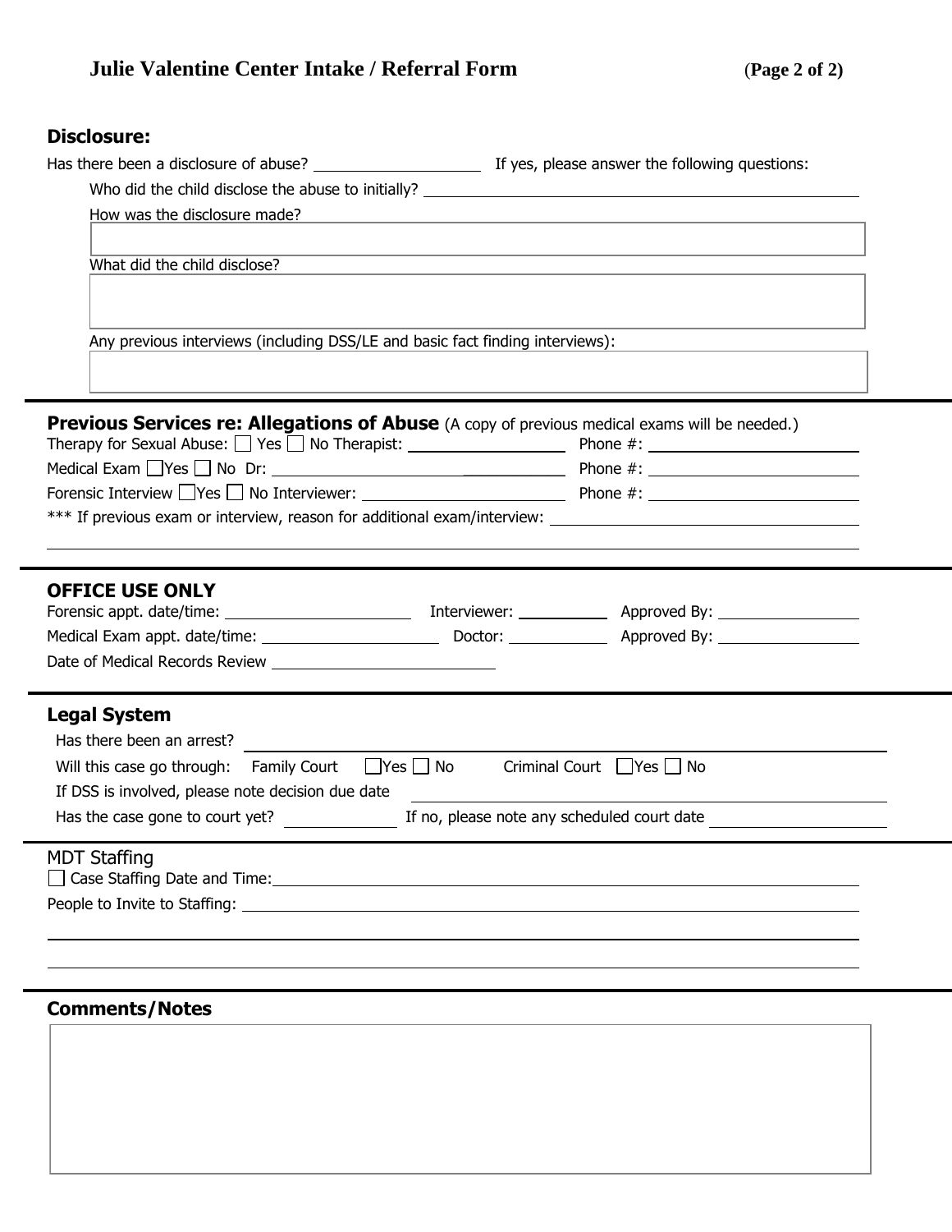# Julie Valentine Center Intake / Referral Form

## Disclosure:

Has there been a disclosure of abuse? ____________________ If yes, please answer the following questions:

Who did the child disclose the abuse to initially? ____________________

How was the disclosure made?

What did the child disclose?

Any previous interviews (including DSS/LE and basic fact finding interviews):

## Previous Services re: Allegations of Abuse (A copy of previous medical exams will be needed.)

Therapy for Sexual Abuse: ☐ Yes ☐ No Therapist: ____________________ Phone #: ____________________

Medical Exam ☐ Yes ☐ No Dr: ____________________ Phone #: ____________________

Forensic Interview ☐ Yes ☐ No Interviewer: ____________________ Phone #: ____________________

*** If previous exam or interview, reason for additional exam/interview: ____________________

## OFFICE USE ONLY

Forensic appt. date/time: ____________________ Interviewer: __________ Approved By: ____________________

Medical Exam appt. date/time: ____________________ Doctor: __________ Approved By: ____________________

Date of Medical Records Review ____________________

## Legal System

Has there been an arrest? ____________________

Will this case go through: Family Court ☐ Yes ☐ No Criminal Court ☐ Yes ☐ No

If DSS is involved, please note decision due date ____________________

Has the case gone to court yet? __________ If no, please note any scheduled court date ____________________

## MDT Staffing

☐ Case Staffing Date and Time: ____________________

People to Invite to Staffing: ____________________

## Comments/Notes